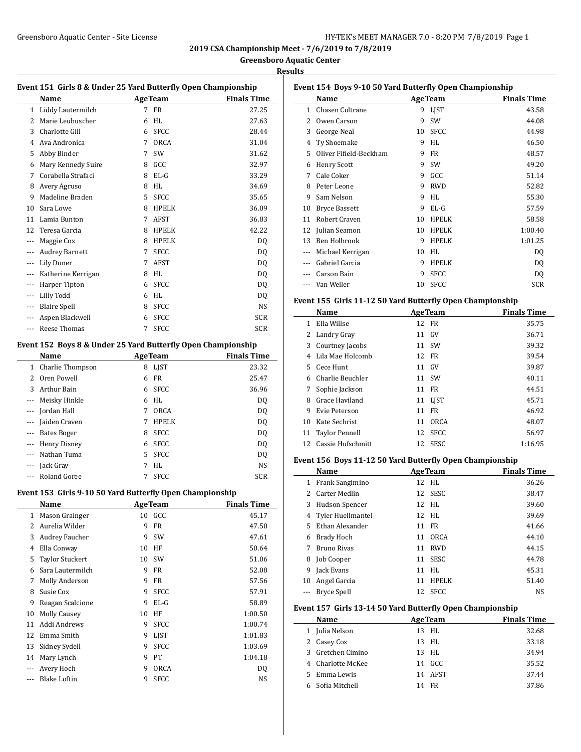**2019 CSA Championship Meet - 7/6/2019 to 7/8/2019**

**Greensboro Aquatic Center**

**Results**

### Event 151 Girls 8 & Under 25 Yard Butterfly Open Championship

| | Name | Age | Team | Finals Time |
|---|---|---|---|---|
| 1 | Liddy Lautermilch | 7 | FR | 27.25 |
| 2 | Marie Leubuscher | 6 | HL | 27.63 |
| 3 | Charlotte Gill | 6 | SFCC | 28.44 |
| 4 | Ava Andronica | 7 | ORCA | 31.04 |
| 5 | Abby Binder | 7 | SW | 31.62 |
| 6 | Mary Kennedy Suire | 8 | GCC | 32.97 |
| 7 | Corabella Strafaci | 8 | EL-G | 33.29 |
| 8 | Avery Agruso | 8 | HL | 34.69 |
| 9 | Madeline Braden | 5 | SFCC | 35.65 |
| 10 | Sara Lowe | 8 | HPELK | 36.09 |
| 11 | Lamia Bunton | 7 | AFST | 36.83 |
| 12 | Teresa Garcia | 8 | HPELK | 42.22 |
| --- | Maggie Cox | 8 | HPELK | DQ |
| --- | Audrey Barnett | 7 | SFCC | DQ |
| --- | Lily Doner | 7 | AFST | DQ |
| --- | Katherine Kerrigan | 8 | HL | DQ |
| --- | Harper Tipton | 6 | SFCC | DQ |
| --- | Lilly Todd | 6 | HL | DQ |
| --- | Blaire Spell | 8 | SFCC | NS |
| --- | Aspen Blackwell | 6 | SFCC | SCR |
| --- | Reese Thomas | 7 | SFCC | SCR |

### Event 152 Boys 8 & Under 25 Yard Butterfly Open Championship

| | Name | Age | Team | Finals Time |
|---|---|---|---|---|
| 1 | Charlie Thompson | 8 | LJST | 23.32 |
| 2 | Oren Powell | 6 | FR | 25.47 |
| 3 | Arthur Bain | 6 | SFCC | 36.96 |
| --- | Meisky Hinkle | 6 | HL | DQ |
| --- | Jordan Hall | 7 | ORCA | DQ |
| --- | Jaiden Craven | 7 | HPELK | DQ |
| --- | Bates Boger | 8 | SFCC | DQ |
| --- | Henry Disney | 6 | SFCC | DQ |
| --- | Nathan Tuma | 5 | SFCC | DQ |
| --- | Jack Gray | 7 | HL | NS |
| --- | Roland Goree | 7 | SFCC | SCR |

### Event 153 Girls 9-10 50 Yard Butterfly Open Championship

| | Name | Age | Team | Finals Time |
|---|---|---|---|---|
| 1 | Mason Grainger | 10 | GCC | 45.17 |
| 2 | Aurelia Wilder | 9 | FR | 47.50 |
| 3 | Audrey Faucher | 9 | SW | 47.61 |
| 4 | Ella Conway | 10 | HF | 50.64 |
| 5 | Taylor Stuckert | 10 | SW | 51.06 |
| 6 | Sara Lautermilch | 9 | FR | 52.08 |
| 7 | Molly Anderson | 9 | FR | 57.56 |
| 8 | Susie Cox | 9 | SFCC | 57.91 |
| 9 | Reagan Scalcione | 9 | EL-G | 58.89 |
| 10 | Molly Causey | 10 | HF | 1:00.50 |
| 11 | Addi Andrews | 9 | SFCC | 1:00.74 |
| 12 | Emma Smith | 9 | LJST | 1:01.83 |
| 13 | Sidney Sydell | 9 | SFCC | 1:03.69 |
| 14 | Mary Lynch | 9 | PT | 1:04.18 |
| --- | Avery Hoch | 9 | ORCA | DQ |
| --- | Blake Loftin | 9 | SFCC | NS |

### Event 154 Boys 9-10 50 Yard Butterfly Open Championship

| | Name | Age | Team | Finals Time |
|---|---|---|---|---|
| 1 | Chasen Coltrane | 9 | LJST | 43.58 |
| 2 | Owen Carson | 9 | SW | 44.08 |
| 3 | George Neal | 10 | SFCC | 44.98 |
| 4 | Ty Shoemake | 9 | HL | 46.50 |
| 5 | Oliver Fifield-Beckham | 9 | FR | 48.57 |
| 6 | Henry Scott | 9 | SW | 49.20 |
| 7 | Cale Coker | 9 | GCC | 51.14 |
| 8 | Peter Leone | 9 | RWD | 52.82 |
| 9 | Sam Nelson | 9 | HL | 55.30 |
| 10 | Bryce Bassett | 9 | EL-G | 57.59 |
| 11 | Robert Craven | 10 | HPELK | 58.58 |
| 12 | Julian Seamon | 10 | HPELK | 1:00.40 |
| 13 | Ben Holbrook | 9 | HPELK | 1:01.25 |
| --- | Michael Kerrigan | 10 | HL | DQ |
| --- | Gabriel Garcia | 9 | HPELK | DQ |
| --- | Carson Bain | 9 | SFCC | DQ |
| --- | Van Weller | 10 | SFCC | SCR |

### Event 155 Girls 11-12 50 Yard Butterfly Open Championship

| | Name | Age | Team | Finals Time |
|---|---|---|---|---|
| 1 | Ella Willse | 12 | FR | 35.75 |
| 2 | Landry Gray | 11 | GV | 36.71 |
| 3 | Courtney Jacobs | 11 | SW | 39.32 |
| 4 | Lila Mae Holcomb | 12 | FR | 39.54 |
| 5 | Cece Hunt | 11 | GV | 39.87 |
| 6 | Charlie Beuchler | 11 | SW | 40.11 |
| 7 | Sophie Jackson | 11 | FR | 44.51 |
| 8 | Grace Haviland | 11 | LJST | 45.71 |
| 9 | Evie Peterson | 11 | FR | 46.92 |
| 10 | Kate Sechrist | 11 | ORCA | 48.07 |
| 11 | Taylor Pennell | 12 | SFCC | 56.97 |
| 12 | Cassie Hufschmitt | 12 | SESC | 1:16.95 |

### Event 156 Boys 11-12 50 Yard Butterfly Open Championship

| | Name | Age | Team | Finals Time |
|---|---|---|---|---|
| 1 | Frank Sangimino | 12 | HL | 36.26 |
| 2 | Carter Medlin | 12 | SESC | 38.47 |
| 3 | Hudson Spencer | 12 | HL | 39.60 |
| 4 | Tyler Huellmantel | 12 | HL | 39.69 |
| 5 | Ethan Alexander | 11 | FR | 41.66 |
| 6 | Brady Hoch | 11 | ORCA | 44.10 |
| 7 | Bruno Rivas | 11 | RWD | 44.15 |
| 8 | Job Cooper | 11 | SESC | 44.78 |
| 9 | Jack Evans | 11 | HL | 45.31 |
| 10 | Angel Garcia | 11 | HPELK | 51.40 |
| --- | Bryce Spell | 12 | SFCC | NS |

### Event 157 Girls 13-14 50 Yard Butterfly Open Championship

| | Name | Age | Team | Finals Time |
|---|---|---|---|---|
| 1 | Julia Nelson | 13 | HL | 32.68 |
| 2 | Casey Cox | 13 | HL | 33.18 |
| 3 | Gretchen Cimino | 13 | HL | 34.94 |
| 4 | Charlotte McKee | 14 | GCC | 35.52 |
| 5 | Emma Lewis | 14 | AFST | 37.44 |
| 6 | Sofia Mitchell | 14 | FR | 37.86 |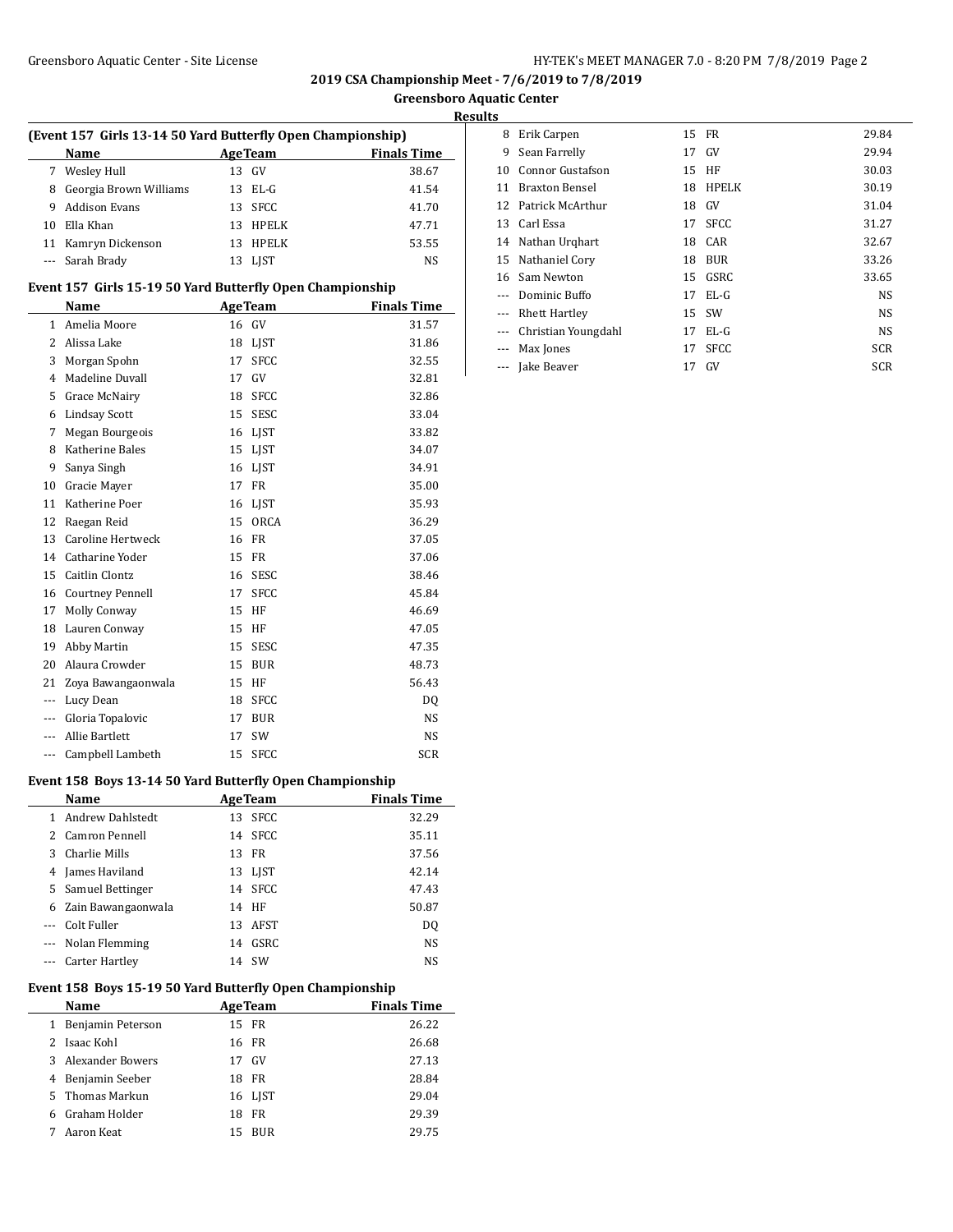## 2019 CSA Championship Meet - 7/6/2019 to 7/8/2019

### Greensboro Aquatic Center

### Results

#### (Event 157 Girls 13-14 50 Yard Butterfly Open Championship)

| | Name | Age | Team | Finals Time |
|---|---|---|---|---|
| 7 | Wesley Hull | 13 | GV | 38.67 |
| 8 | Georgia Brown Williams | 13 | EL-G | 41.54 |
| 9 | Addison Evans | 13 | SFCC | 41.70 |
| 10 | Ella Khan | 13 | HPELK | 47.71 |
| 11 | Kamryn Dickenson | 13 | HPELK | 53.55 |
| --- | Sarah Brady | 13 | LJST | NS |

#### Event 157 Girls 15-19 50 Yard Butterfly Open Championship

| | Name | Age | Team | Finals Time |
|---|---|---|---|---|
| 1 | Amelia Moore | 16 | GV | 31.57 |
| 2 | Alissa Lake | 18 | LJST | 31.86 |
| 3 | Morgan Spohn | 17 | SFCC | 32.55 |
| 4 | Madeline Duvall | 17 | GV | 32.81 |
| 5 | Grace McNairy | 18 | SFCC | 32.86 |
| 6 | Lindsay Scott | 15 | SESC | 33.04 |
| 7 | Megan Bourgeois | 16 | LJST | 33.82 |
| 8 | Katherine Bales | 15 | LJST | 34.07 |
| 9 | Sanya Singh | 16 | LJST | 34.91 |
| 10 | Gracie Mayer | 17 | FR | 35.00 |
| 11 | Katherine Poer | 16 | LJST | 35.93 |
| 12 | Raegan Reid | 15 | ORCA | 36.29 |
| 13 | Caroline Hertweck | 16 | FR | 37.05 |
| 14 | Catharine Yoder | 15 | FR | 37.06 |
| 15 | Caitlin Clontz | 16 | SESC | 38.46 |
| 16 | Courtney Pennell | 17 | SFCC | 45.84 |
| 17 | Molly Conway | 15 | HF | 46.69 |
| 18 | Lauren Conway | 15 | HF | 47.05 |
| 19 | Abby Martin | 15 | SESC | 47.35 |
| 20 | Alaura Crowder | 15 | BUR | 48.73 |
| 21 | Zoya Bawangaonwala | 15 | HF | 56.43 |
| --- | Lucy Dean | 18 | SFCC | DQ |
| --- | Gloria Topalovic | 17 | BUR | NS |
| --- | Allie Bartlett | 17 | SW | NS |
| --- | Campbell Lambeth | 15 | SFCC | SCR |

#### Event 158 Boys 13-14 50 Yard Butterfly Open Championship

| | Name | Age | Team | Finals Time |
|---|---|---|---|---|
| 1 | Andrew Dahlstedt | 13 | SFCC | 32.29 |
| 2 | Camron Pennell | 14 | SFCC | 35.11 |
| 3 | Charlie Mills | 13 | FR | 37.56 |
| 4 | James Haviland | 13 | LJST | 42.14 |
| 5 | Samuel Bettinger | 14 | SFCC | 47.43 |
| 6 | Zain Bawangaonwala | 14 | HF | 50.87 |
| --- | Colt Fuller | 13 | AFST | DQ |
| --- | Nolan Flemming | 14 | GSRC | NS |
| --- | Carter Hartley | 14 | SW | NS |

#### Event 158 Boys 15-19 50 Yard Butterfly Open Championship

| | Name | Age | Team | Finals Time |
|---|---|---|---|---|
| 1 | Benjamin Peterson | 15 | FR | 26.22 |
| 2 | Isaac Kohl | 16 | FR | 26.68 |
| 3 | Alexander Bowers | 17 | GV | 27.13 |
| 4 | Benjamin Seeber | 18 | FR | 28.84 |
| 5 | Thomas Markun | 16 | LJST | 29.04 |
| 6 | Graham Holder | 18 | FR | 29.39 |
| 7 | Aaron Keat | 15 | BUR | 29.75 |
| 8 | Erik Carpen | 15 | FR | 29.84 |
| 9 | Sean Farrelly | 17 | GV | 29.94 |
| 10 | Connor Gustafson | 15 | HF | 30.03 |
| 11 | Braxton Bensel | 18 | HPELK | 30.19 |
| 12 | Patrick McArthur | 18 | GV | 31.04 |
| 13 | Carl Essa | 17 | SFCC | 31.27 |
| 14 | Nathan Urqhart | 18 | CAR | 32.67 |
| 15 | Nathaniel Cory | 18 | BUR | 33.26 |
| 16 | Sam Newton | 15 | GSRC | 33.65 |
| --- | Dominic Buffo | 17 | EL-G | NS |
| --- | Rhett Hartley | 15 | SW | NS |
| --- | Christian Youngdahl | 17 | EL-G | NS |
| --- | Max Jones | 17 | SFCC | SCR |
| --- | Jake Beaver | 17 | GV | SCR |